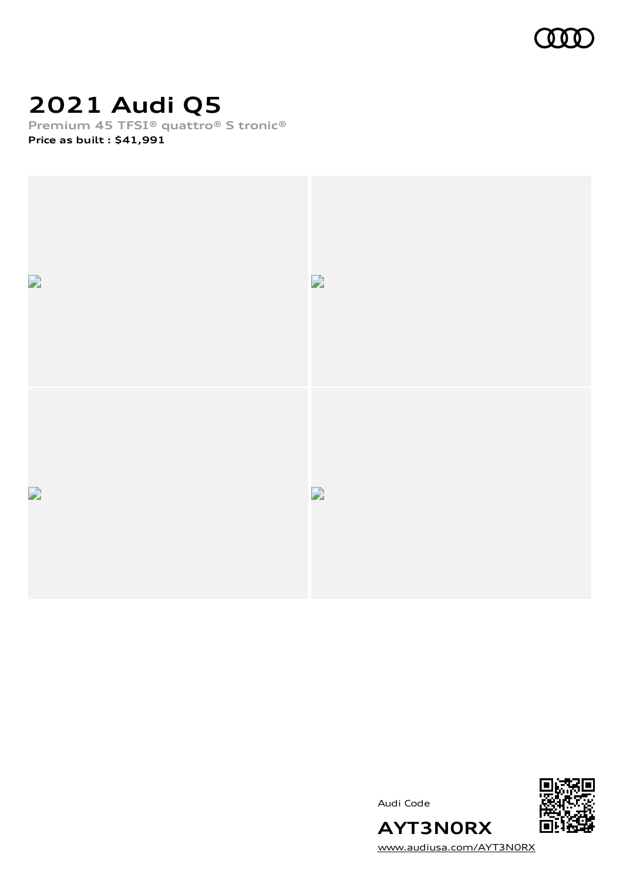# 2021 Audi Q5

**Premium 45 TFSI® quattro® S tronic®**

**Price as built : $41,991**

Audi Code

**AYT3N0RX**

www.audiusa.com/AYT3N0RX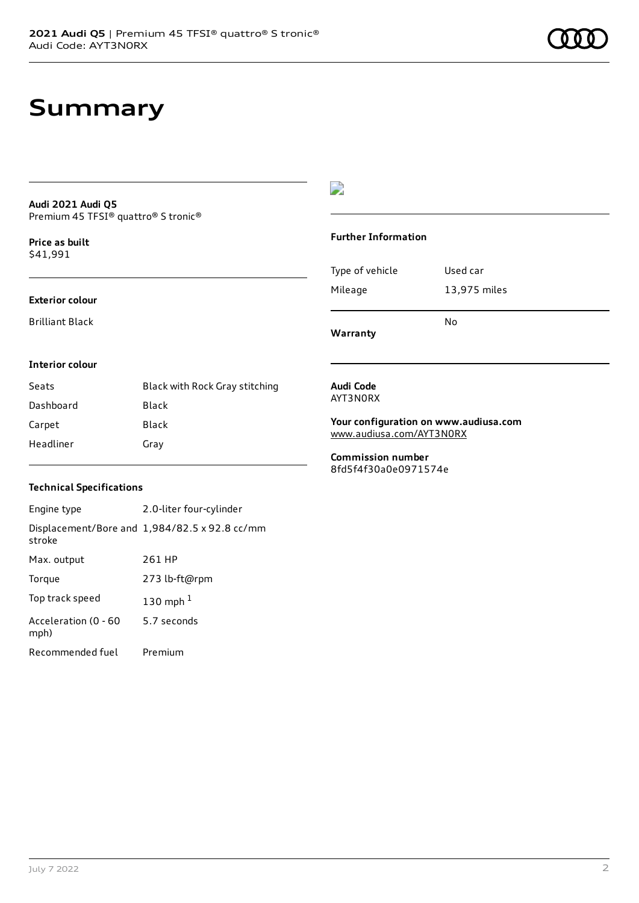# Summary

**Audi 2021 Audi Q5**
Premium 45 TFSI® quattro® S tronic®

**Price as built**
$41,991

**Exterior colour**

Brilliant Black

**Interior colour**

| | |
|---|---|
| Seats | Black with Rock Gray stitching |
| Dashboard | Black |
| Carpet | Black |
| Headliner | Gray |

**Technical Specifications**

| | |
|---|---|
| Engine type | 2.0-liter four-cylinder |
| Displacement/Bore and stroke | 1,984/82.5 x 92.8 cc/mm |
| Max. output | 261 HP |
| Torque | 273 lb-ft@rpm |
| Top track speed | 130 mph [1] |
| Acceleration (0 - 60 mph) | 5.7 seconds |
| Recommended fuel | Premium |

**Further Information**

| | |
|---|---|
| Type of vehicle | Used car |
| Mileage | 13,975 miles |
| **Warranty** | No |

**Audi Code**
AYT3N0RX

**Your configuration on www.audiusa.com**
www.audiusa.com/AYT3N0RX

**Commission number**
8fd5f4f30a0e0971574e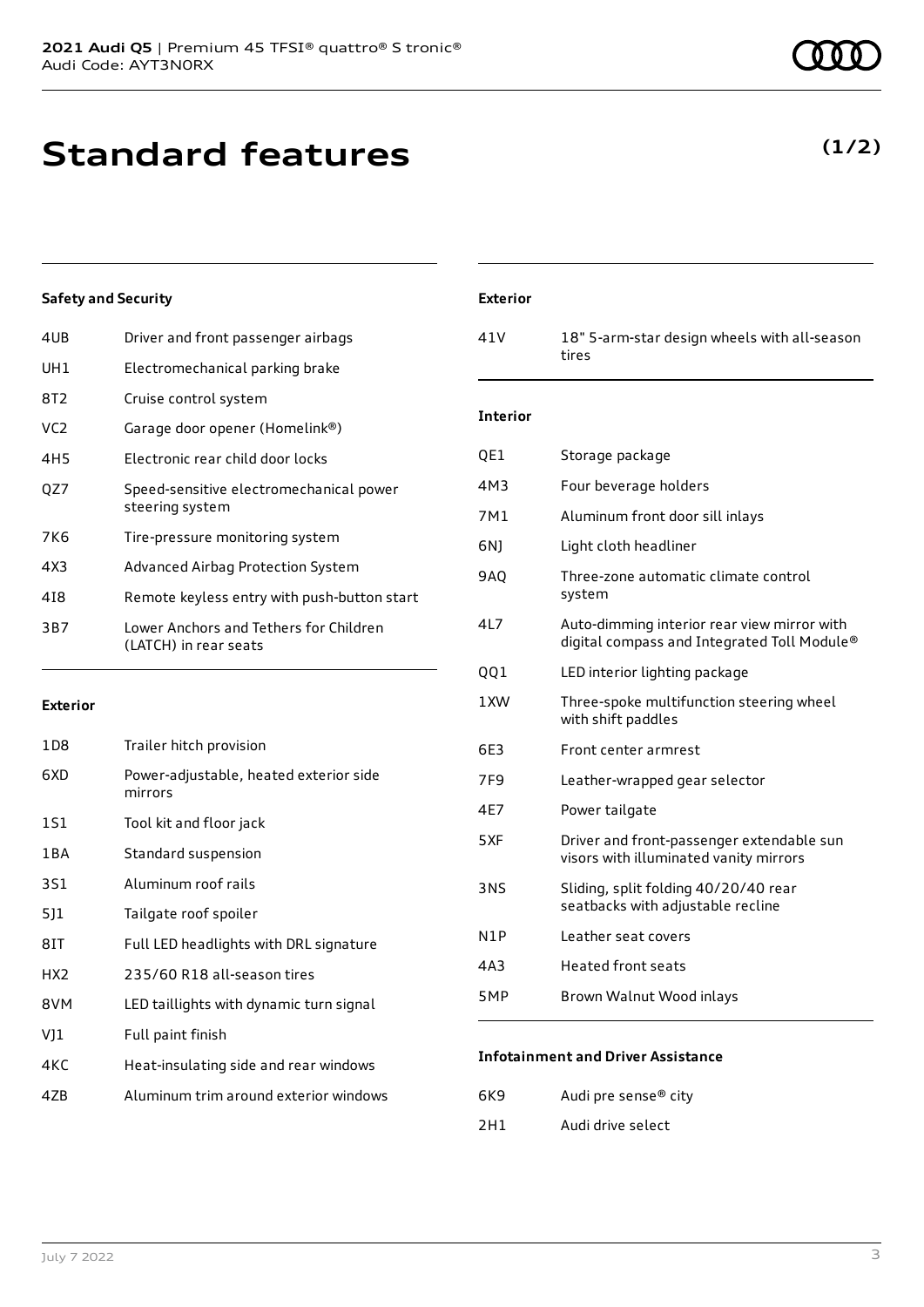# Standard features

**(1/2)**

### Safety and Security

| | |
|---|---|
| 4UB | Driver and front passenger airbags |
| UH1 | Electromechanical parking brake |
| 8T2 | Cruise control system |
| VC2 | Garage door opener (Homelink®) |
| 4H5 | Electronic rear child door locks |
| QZ7 | Speed-sensitive electromechanical power steering system |
| 7K6 | Tire-pressure monitoring system |
| 4X3 | Advanced Airbag Protection System |
| 4I8 | Remote keyless entry with push-button start |
| 3B7 | Lower Anchors and Tethers for Children (LATCH) in rear seats |

### Exterior

| | |
|---|---|
| 1D8 | Trailer hitch provision |
| 6XD | Power-adjustable, heated exterior side mirrors |
| 1S1 | Tool kit and floor jack |
| 1BA | Standard suspension |
| 3S1 | Aluminum roof rails |
| 5J1 | Tailgate roof spoiler |
| 8IT | Full LED headlights with DRL signature |
| HX2 | 235/60 R18 all-season tires |
| 8VM | LED taillights with dynamic turn signal |
| VJ1 | Full paint finish |
| 4KC | Heat-insulating side and rear windows |
| 4ZB | Aluminum trim around exterior windows |

### Exterior

| | |
|---|---|
| 41V | 18" 5-arm-star design wheels with all-season tires |

### Interior

| | |
|---|---|
| QE1 | Storage package |
| 4M3 | Four beverage holders |
| 7M1 | Aluminum front door sill inlays |
| 6NJ | Light cloth headliner |
| 9AQ | Three-zone automatic climate control system |
| 4L7 | Auto-dimming interior rear view mirror with digital compass and Integrated Toll Module® |
| QQ1 | LED interior lighting package |
| 1XW | Three-spoke multifunction steering wheel with shift paddles |
| 6E3 | Front center armrest |
| 7F9 | Leather-wrapped gear selector |
| 4E7 | Power tailgate |
| 5XF | Driver and front-passenger extendable sun visors with illuminated vanity mirrors |
| 3NS | Sliding, split folding 40/20/40 rear seatbacks with adjustable recline |
| N1P | Leather seat covers |
| 4A3 | Heated front seats |
| 5MP | Brown Walnut Wood inlays |

### Infotainment and Driver Assistance

| | |
|---|---|
| 6K9 | Audi pre sense® city |
| 2H1 | Audi drive select |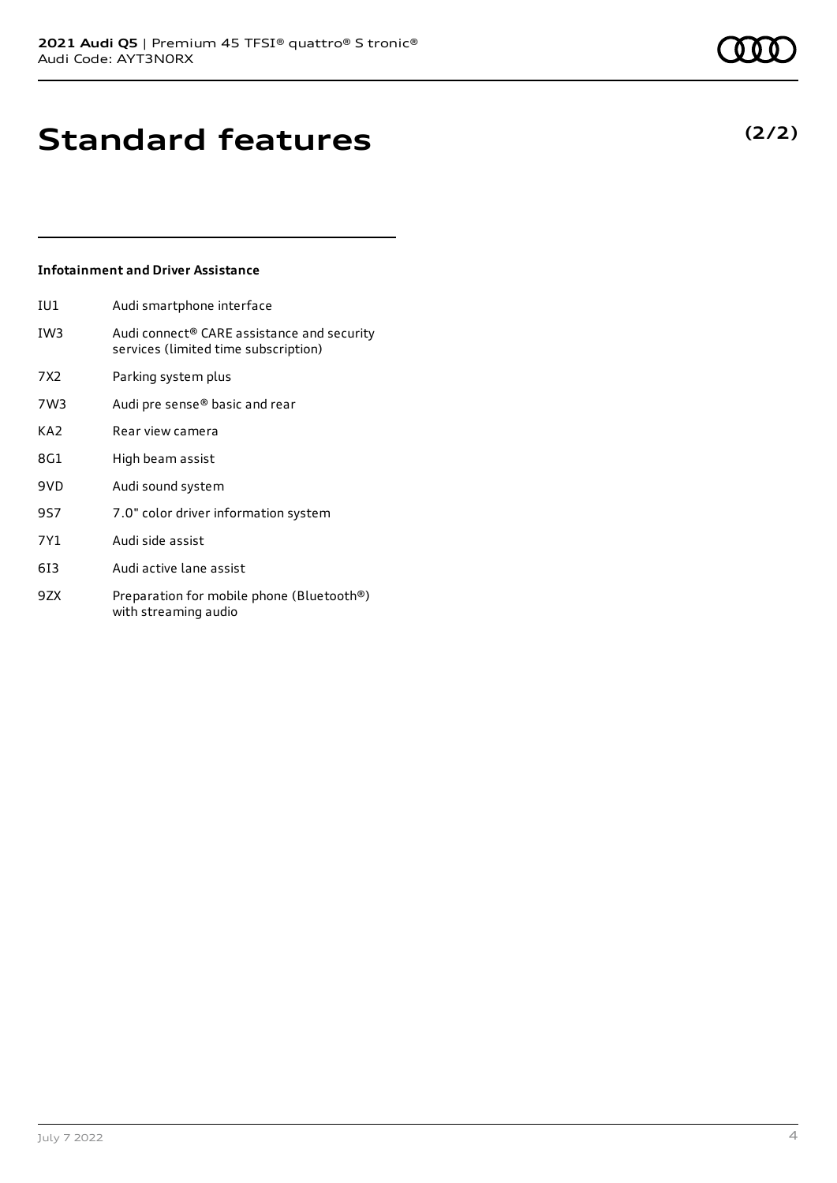# Standard features

**(2/2)**

### Infotainment and Driver Assistance

| | |
|---|---|
| IU1 | Audi smartphone interface |
| IW3 | Audi connect® CARE assistance and security services (limited time subscription) |
| 7X2 | Parking system plus |
| 7W3 | Audi pre sense® basic and rear |
| KA2 | Rear view camera |
| 8G1 | High beam assist |
| 9VD | Audi sound system |
| 9S7 | 7.0" color driver information system |
| 7Y1 | Audi side assist |
| 6I3 | Audi active lane assist |
| 9ZX | Preparation for mobile phone (Bluetooth®) with streaming audio |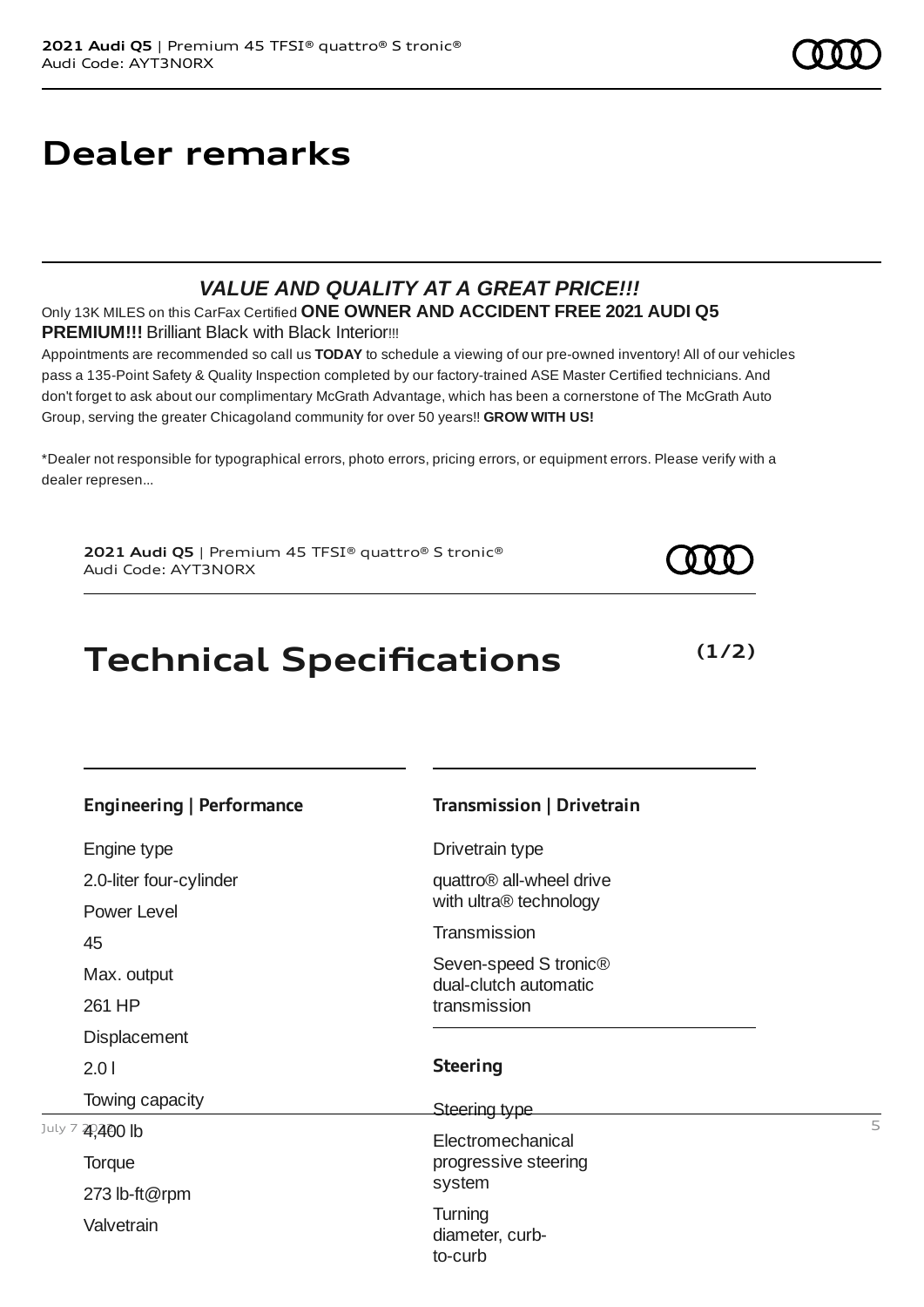# Dealer remarks

***VALUE AND QUALITY AT A GREAT PRICE!!!***

Only 13K MILES on this CarFax Certified **ONE OWNER AND ACCIDENT FREE 2021 AUDI Q5 PREMIUM!!!** Brilliant Black with Black Interior!!!

Appointments are recommended so call us **TODAY** to schedule a viewing of our pre-owned inventory! All of our vehicles pass a 135-Point Safety & Quality Inspection completed by our factory-trained ASE Master Certified technicians. And don't forget to ask about our complimentary McGrath Advantage, which has been a cornerstone of The McGrath Auto Group, serving the greater Chicagoland community for over 50 years!! **GROW WITH US!**

*Dealer not responsible for typographical errors, photo errors, pricing errors, or equipment errors. Please verify with a dealer represen...

**2021 Audi Q5** | Premium 45 TFSI® quattro® S tronic®
Audi Code: AYT3N0RX

# Technical Specifications

**(1/2)**

### Engineering | Performance

Engine type
2.0-liter four-cylinder

Power Level
45

Max. output
261 HP

Displacement
2.0 l

Towing capacity
4,400 lb

Torque
273 lb-ft@rpm

Valvetrain

### Transmission | Drivetrain

Drivetrain type
quattro® all-wheel drive with ultra® technology

Transmission
Seven-speed S tronic® dual-clutch automatic transmission

### Steering

Steering type
Electromechanical progressive steering system

Turning diameter, curb-to-curb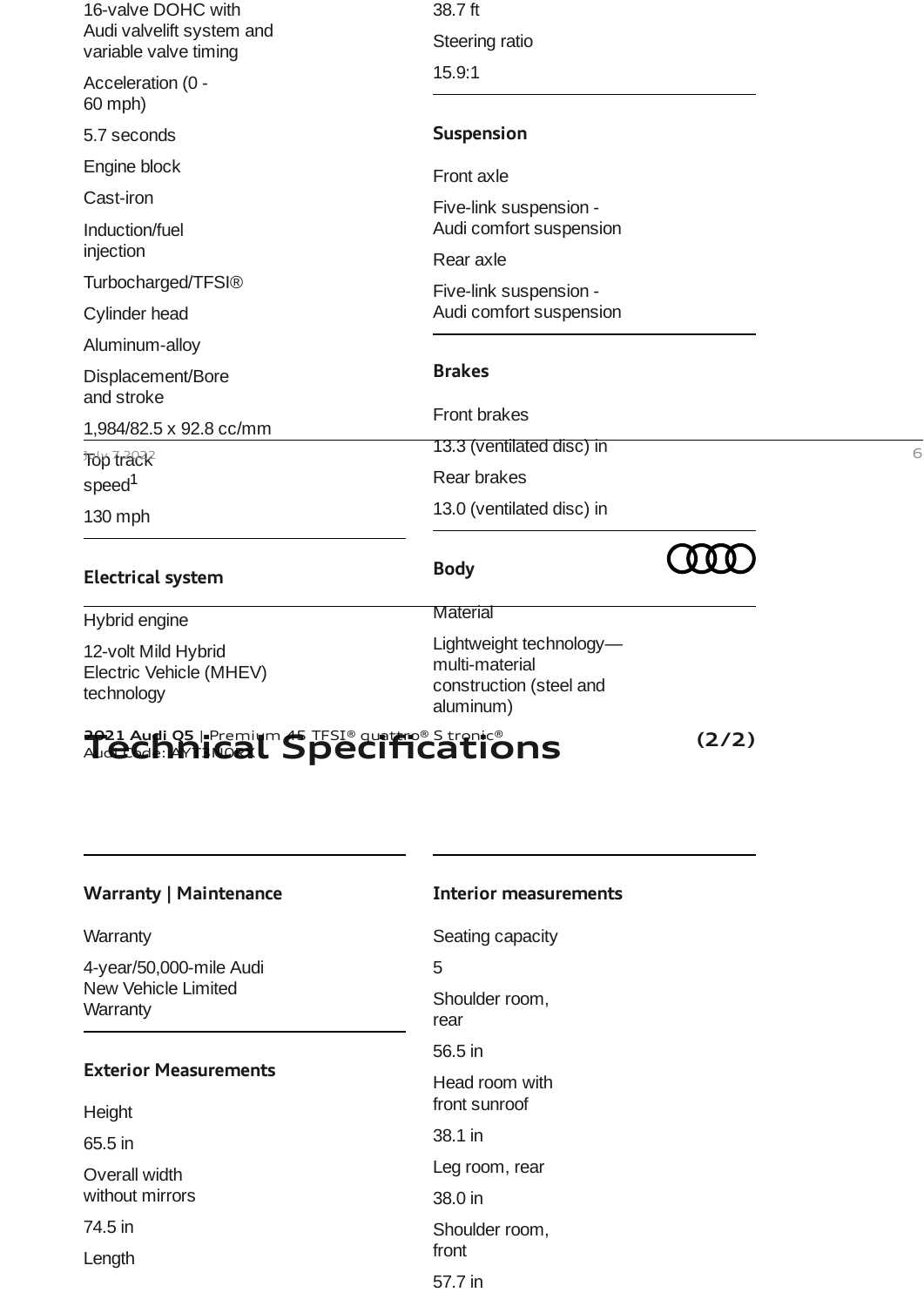16-valve DOHC with Audi valvelift system and variable valve timing

Acceleration (0 - 60 mph)

5.7 seconds

Engine block

Cast-iron

Induction/fuel injection

Turbocharged/TFSI®

Cylinder head

Aluminum-alloy

Displacement/Bore and stroke

1,984/82.5 x 92.8 cc/mm

Top track speed[1]

130 mph

### Electrical system

Hybrid engine

12-volt Mild Hybrid Electric Vehicle (MHEV) technology

38.7 ft

Steering ratio

15.9:1

### Suspension

Front axle

Five-link suspension - Audi comfort suspension

Rear axle

Five-link suspension - Audi comfort suspension

### Brakes

Front brakes

13.3 (ventilated disc) in

Rear brakes

13.0 (ventilated disc) in

### Body

Material

Lightweight technology—multi-material construction (steel and aluminum)

# Technical Specifications (2/2)

### Warranty | Maintenance

Warranty

4-year/50,000-mile Audi New Vehicle Limited Warranty

### Exterior Measurements

Height

65.5 in

Overall width without mirrors

74.5 in

Length

### Interior measurements

Seating capacity

5

Shoulder room, rear

56.5 in

Head room with front sunroof

38.1 in

Leg room, rear

38.0 in

Shoulder room, front

57.7 in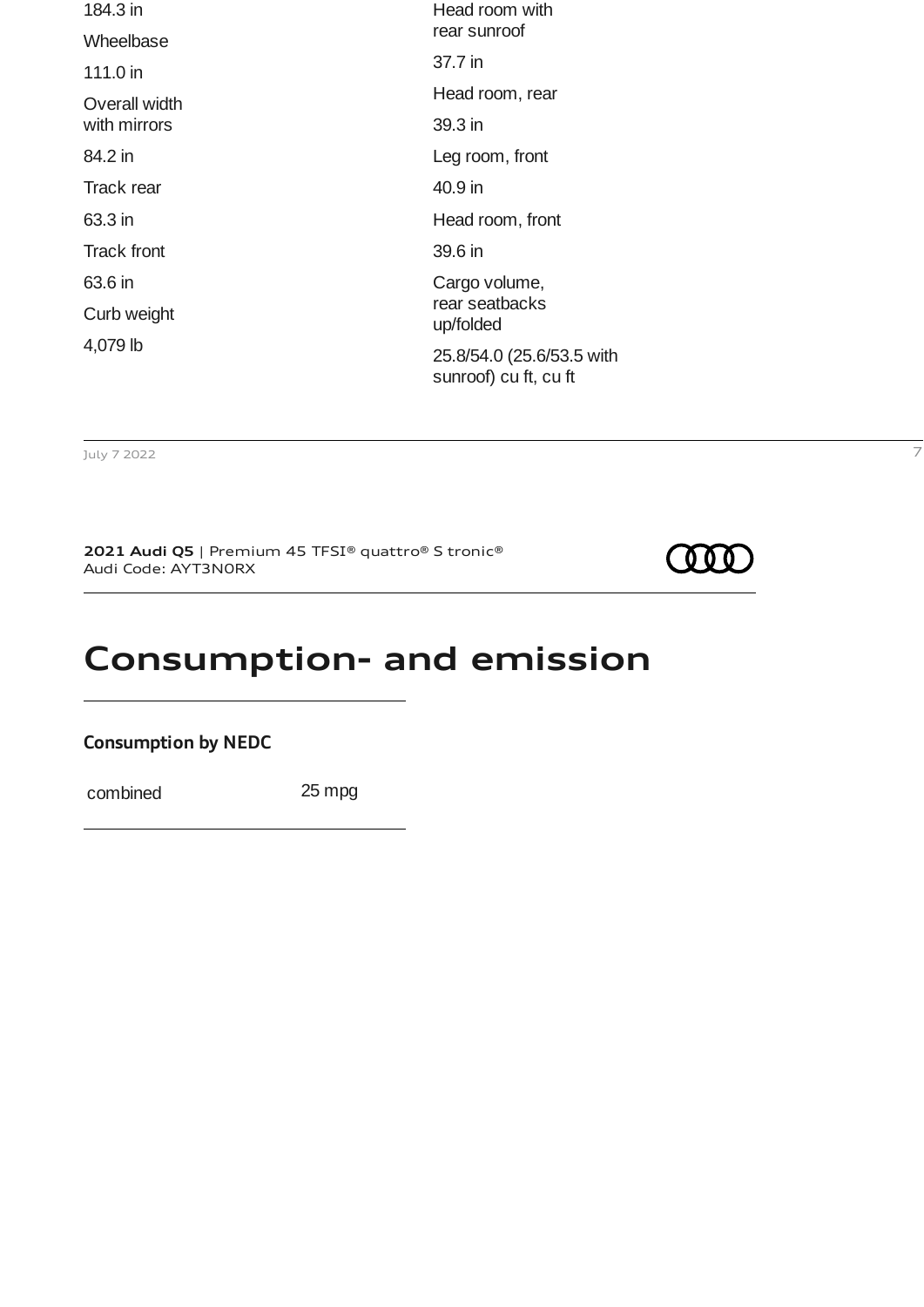184.3 in

Wheelbase

111.0 in

Overall width with mirrors

84.2 in

Track rear

63.3 in

Track front

63.6 in

Curb weight

4,079 lb

Head room with rear sunroof

37.7 in

Head room, rear

39.3 in

Leg room, front

40.9 in

Head room, front

39.6 in

Cargo volume, rear seatbacks up/folded

25.8/54.0 (25.6/53.5 with sunroof) cu ft, cu ft

July 7 2022

**2021 Audi Q5** | Premium 45 TFSI® quattro® S tronic®
Audi Code: AYT3N0RX

# Consumption- and emission

**Consumption by NEDC**

| | |
|---|---|
| combined | 25 mpg |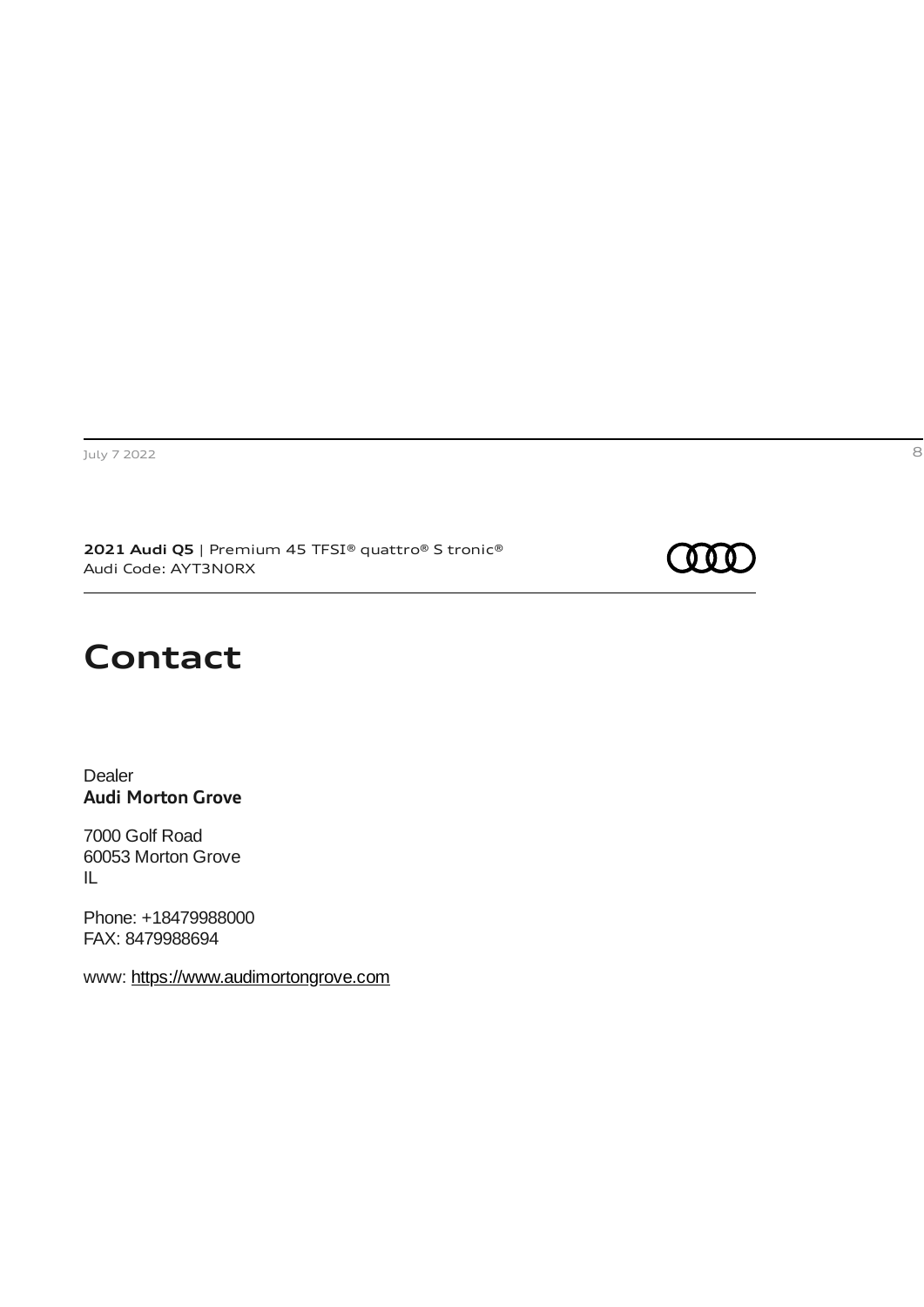**2021 Audi Q5** | Premium 45 TFSI® quattro® S tronic®
Audi Code: AYT3N0RX

# Contact

Dealer
**Audi Morton Grove**

7000 Golf Road
60053 Morton Grove
IL

Phone: +18479988000
FAX: 8479988694

www: [https://www.audimortongrove.com](https://www.audimortongrove.com)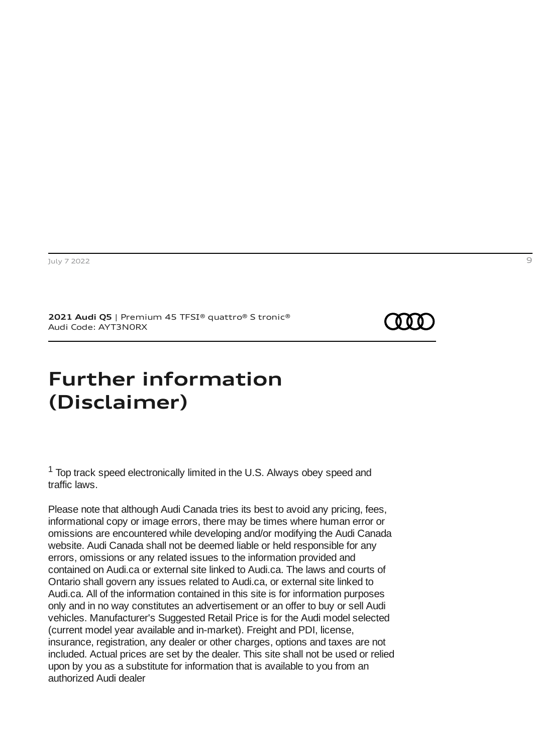**2021 Audi Q5** | Premium 45 TFSI® quattro® S tronic®
Audi Code: AYT3N0RX

# Further information (Disclaimer)

[1] Top track speed electronically limited in the U.S. Always obey speed and traffic laws.

Please note that although Audi Canada tries its best to avoid any pricing, fees, informational copy or image errors, there may be times where human error or omissions are encountered while developing and/or modifying the Audi Canada website. Audi Canada shall not be deemed liable or held responsible for any errors, omissions or any related issues to the information provided and contained on Audi.ca or external site linked to Audi.ca. The laws and courts of Ontario shall govern any issues related to Audi.ca, or external site linked to Audi.ca. All of the information contained in this site is for information purposes only and in no way constitutes an advertisement or an offer to buy or sell Audi vehicles. Manufacturer's Suggested Retail Price is for the Audi model selected (current model year available and in-market). Freight and PDI, license, insurance, registration, any dealer or other charges, options and taxes are not included. Actual prices are set by the dealer. This site shall not be used or relied upon by you as a substitute for information that is available to you from an authorized Audi dealer